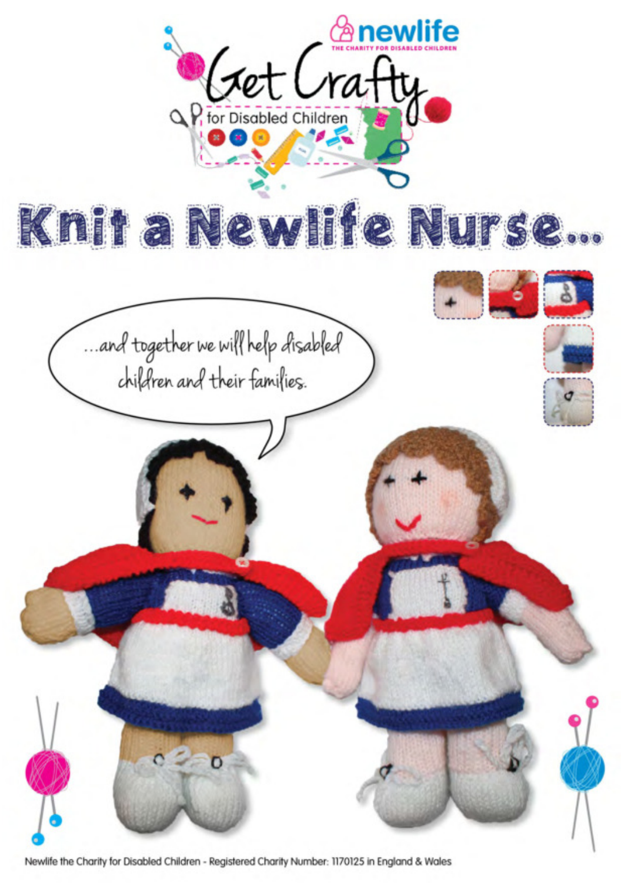newlife
THE CHARITY FOR DISABLED CHILDREN

Get Crafty
for Disabled Children

# Knit a Newlife Nurse...

...and together we will help disabled children and their families.

Newlife the Charity for Disabled Children - Registered Charity Number: 1170125 in England & Wales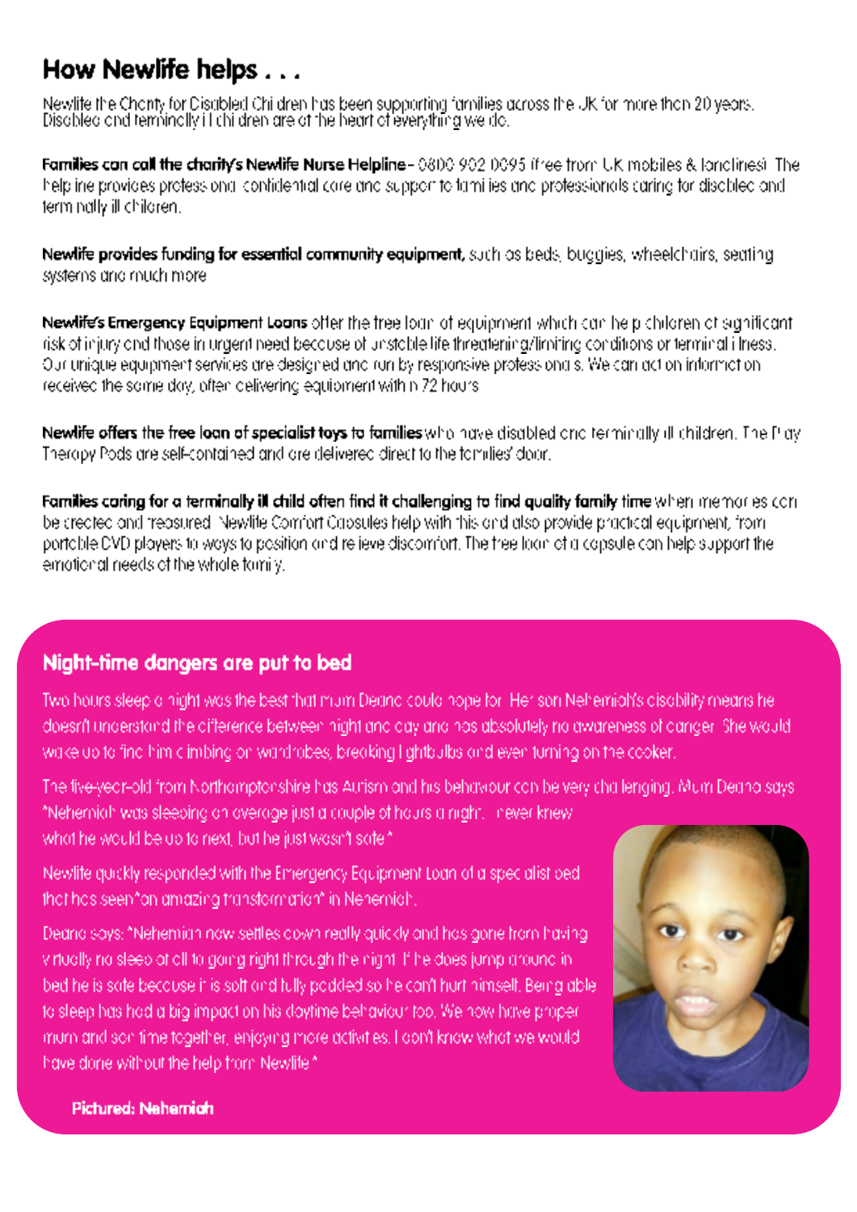## How Newlife helps . . .

Newlife the Charity for Disabled Children has been supporting families across the UK for more than 20 years. Disabled and terminally ill children are at the heart of everything we do.

**Families can call the charity's Newlife Nurse Helpline** – 0800 902 0095 (free from UK mobiles & landlines). The helpline provides professional, confidential care and support to families and professionals caring for disabled and terminally ill children.

**Newlife provides funding for essential community equipment,** such as beds, buggies, wheelchairs, seating systems and much more.

**Newlife's Emergency Equipment Loans** offer the free loan of equipment which can help children at significant risk of injury and those in urgent need because of unstable life threatening/limiting conditions or terminal illness. Our unique equipment services are designed and run by responsive professionals. We can act on information received the same day, often delivering equipment within 72 hours.

**Newlife offers the free loan of specialist toys to families** who have disabled and terminally ill children. The Play Therapy Pods are self-contained and are delivered direct to the families' door.

**Families caring for a terminally ill child often find it challenging to find quality family time** when memories can be created and treasured. Newlife Comfort Capsules help with this and also provide practical equipment, from portable DVD players to ways to position and relieve discomfort. The free loan of a capsule can help support the emotional needs of the whole family.

### Night-time dangers are put to bed

Two hours sleep a night was the best that mum Deana could hope for. Her son Nehemiah's disability means he doesn't understand the difference between night and day and has absolutely no awareness of danger. She would wake up to find him climbing on wardrobes, breaking lightbulbs and even turning on the cooker.

The five-year-old from Northamptonshire has Autism and his behaviour can be very challenging. Mum Deana says "Nehemiah was sleeping on average just a couple of hours a night. I never knew what he would be up to next, but he just wasn't safe."

Newlife quickly responded with the Emergency Equipment Loan of a specialist bed that has seen "an amazing transformation" in Nehemiah.

Deana says: "Nehemiah now settles down really quickly and has gone from having virtually no sleep at all to going right through the night. If he does jump around in bed he is safe because it is soft and fully padded so he can't hurt himself. Being able to sleep has had a big impact on his daytime behaviour too. We now have proper mum and son time together, enjoying more activities. I don't know what we would have done without the help from Newlife."

**Pictured: Nehemiah**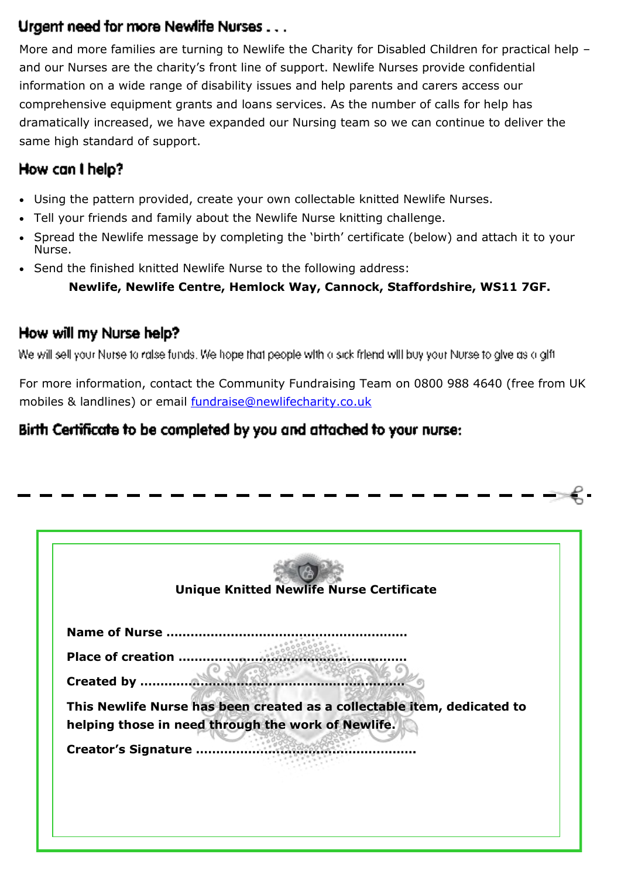## Urgent need for more Newlife Nurses . . .

More and more families are turning to Newlife the Charity for Disabled Children for practical help – and our Nurses are the charity's front line of support. Newlife Nurses provide confidential information on a wide range of disability issues and help parents and carers access our comprehensive equipment grants and loans services. As the number of calls for help has dramatically increased, we have expanded our Nursing team so we can continue to deliver the same high standard of support.

## How can I help?

- Using the pattern provided, create your own collectable knitted Newlife Nurses.
- Tell your friends and family about the Newlife Nurse knitting challenge.
- Spread the Newlife message by completing the 'birth' certificate (below) and attach it to your Nurse.
- Send the finished knitted Newlife Nurse to the following address:

**Newlife, Newlife Centre, Hemlock Way, Cannock, Staffordshire, WS11 7GF.**

## How will my Nurse help?

We will sell your Nurse to raise funds. We hope that people with a sick friend will buy your Nurse to give as a gift

For more information, contact the Community Fundraising Team on 0800 988 4640 (free from UK mobiles & landlines) or email fundraise@newlifecharity.co.uk

## Birth Certificate to be completed by you and attached to your nurse:

**Unique Knitted Newlife Nurse Certificate**

**Name of Nurse ..........................................................**

**Place of creation ......................................................**

**Created by ...............................................................**

**This Newlife Nurse has been created as a collectable item, dedicated to helping those in need through the work of Newlife.**

**Creator's Signature ....................................................**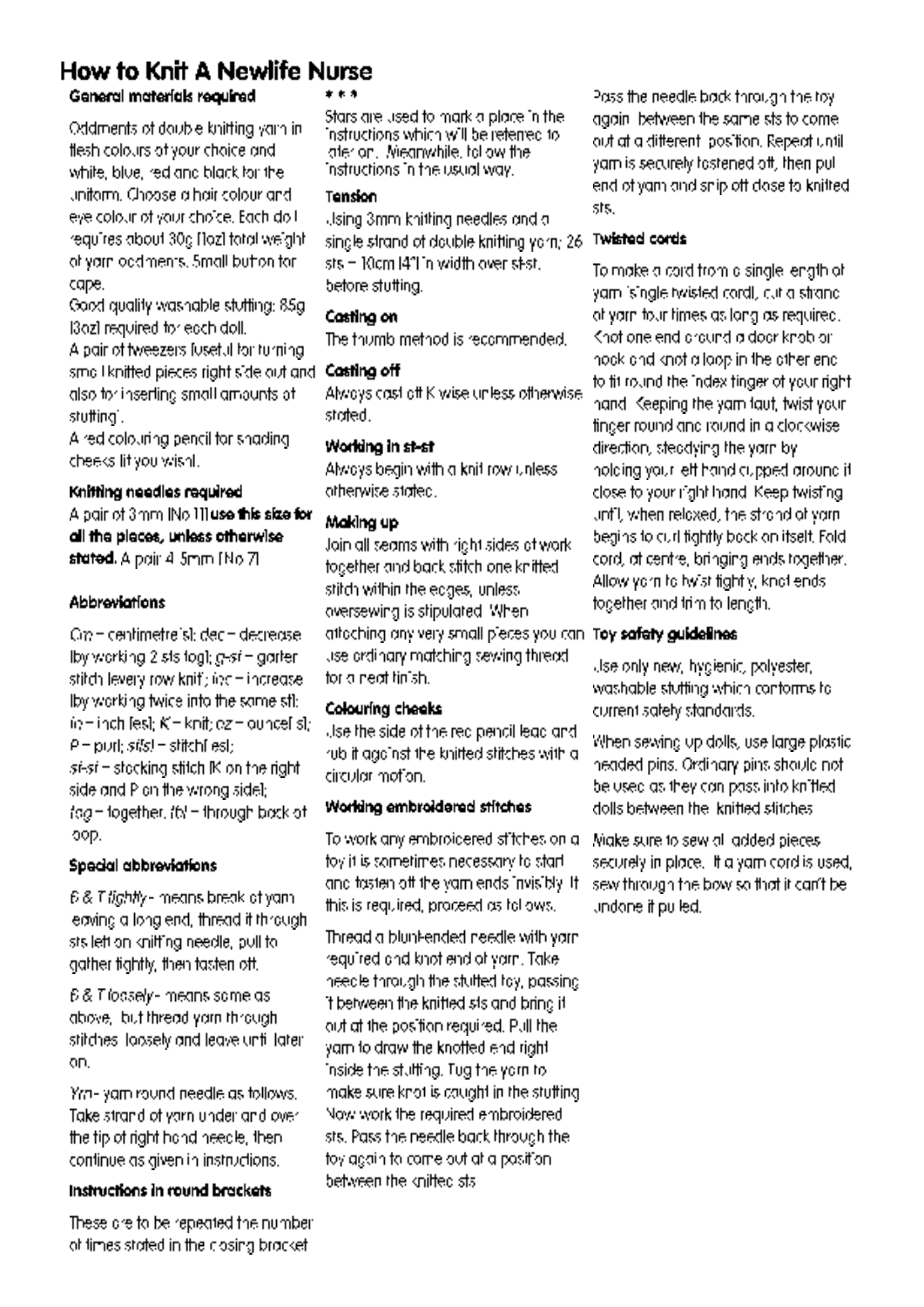# How to Knit A Newlife Nurse

### General materials required

Oddments of double knitting yarn in flesh colours of your choice and white, blue, red and black for the uniform. Choose a hair colour and eye colour of your choice. Each doll requires about 30g (1oz) total weight of yarn oddments. Small button for cape.

Good quality washable stuffing: 85g (3oz) required for each doll.

A pair of tweezers (useful for turning small knitted pieces right side out and also for inserting small amounts of stuffing).

A red colouring pencil for shading cheeks (if you wish).

### Knitting needles required

A pair of 3mm (No 11) **use this size for all the pieces, unless otherwise stated.** A pair 4.5mm (No 7)

### Abbreviations

Cm – centimetre(s); dec – decrease (by working 2 sts tog); g-st – garter stitch (every row knit); inc – increase (by working twice into the same st); in – inch (es); K – knit; oz – ounce(s); P – purl; st(s) – stitch(es); st-st – stocking stitch (K on the right side and P on the wrong side); tog – together; tbl – through back of loop.

### Special abbreviations

*B & T tightly* - means break of yarn leaving a long end, thread it through sts left on knitting needle, pull to gather tightly, then fasten off.

*B & T loosely* - means same as above, but thread yarn through stitches loosely and leave until later on.

*Yrn* - yarn round needle as follows. Take strand of yarn under and over the tip of right hand needle, then continue as given in instructions.

### Instructions in round brackets

These are to be repeated the number of times stated in the closing bracket

### * * *

Stars are used to mark a place in the instructions which will be referred to later on. Meanwhile, follow the instructions in the usual way.

### Tension

Using 3mm knitting needles and a single strand of double knitting yarn; 26 sts – 10cm (4") in width over st-st, before stuffing.

### Casting on

The thumb method is recommended.

### Casting off

Always cast off K wise unless otherwise stated.

### Working in st-st

Always begin with a knit row unless otherwise stated.

### Making up

Join all seams with right sides of work together and back stitch one knitted stitch within the edges, unless oversewing is stipulated. When attaching any very small pieces you can use ordinary matching sewing thread for a neat finish.

### Colouring cheeks

Use the side of the red pencil lead and rub it against the knitted stitches with a circular motion.

### Working embroidered stitches

To work any embroidered stitches on a toy it is sometimes necessary to start and fasten off the yarn ends invisibly. If this is required, proceed as follows.

Thread a blunt-ended needle with yarn required and knot end of yarn. Take needle through the stuffed toy, passing it between the knitted sts and bring it out at the position required. Pull the yarn to draw the knotted end right inside the stuffing. Tug the yarn to make sure knot is caught in the stuffing. Now work the required embroidered sts. Pass the needle back through the toy again to come out at a position between the knitted sts

Pass the needle back through the toy again between the same sts to come out at a different position. Repeat until yarn is securely fastened off, then pull end of yarn and snip off close to knitted sts.

### Twisted cords

To make a cord from a single length of yarn (single twisted cord), cut a strand of yarn four times as long as required. Knot one end around a door knob or hook and knot a loop in the other end to fit round the index finger of your right hand. Keeping the yarn taut, twist your finger round and round in a clockwise direction, steadying the yarn by holding your left hand cupped around it close to your right hand. Keep twisting until, when relaxed, the strand of yarn begins to curl tightly back on itself. Fold cord, at centre, bringing ends together. Allow yarn to twist tightly, knot ends together and trim to length.

### Toy safety guidelines

Use only new, hygienic, polyester, washable stuffing which conforms to current safety standards.

When sewing up dolls, use large plastic headed pins. Ordinary pins should not be used as they can pass into knitted dolls between the knitted stitches

Make sure to sew all added pieces securely in place. If a yarn cord is used, sew through the bow so that it can't be undone if pulled.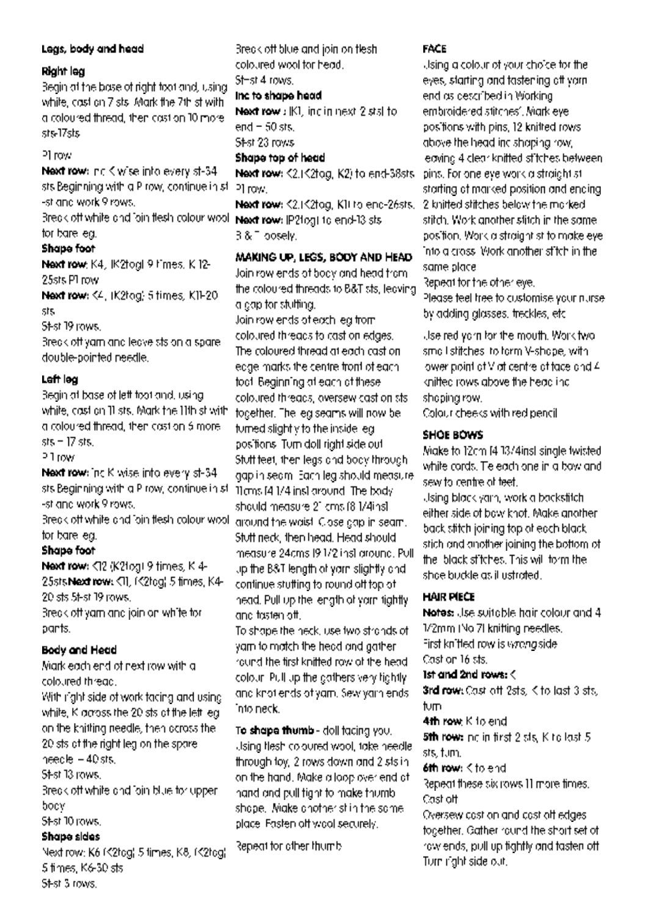## Legs, body and head

### Right leg

Begin at the base of right foot and, using white, cast on 7 sts. Mark the 7th st with a coloured thread, then cast on 10 more sts-17sts

P1 row

**Next row:** Inc K wise into every st-34 sts Beginning with a P row, continue in st -st and work 9 rows.

Break off white and join flesh colour wool for bare leg.

**Shape foot**

**Next row:** K4, (K2tog) 9 times, K 12-25sts P1 row

**Next row:** K4, (K2tog) 5 times, K11-20 sts

St-st 19 rows.

Break off yarn and leave sts on a spare double-pointed needle.

### Left leg

Begin at base of left foot and, using white, cast on 11 sts. Mark the 11th st with a coloured thread, then cast on 6 more sts – 17 sts.

P1 row

**Next row:** Inc K wise into every st-34 sts Beginning with a P row, continue in st -st and work 9 rows.

Break off white and join flesh colour wool for bare leg.

**Shape foot**

**Next row:** K12 (K2tog) 9 times, K 4-25sts **Next row:** K11, (K2tog) 5 times, K4-20 sts St-st 19 rows.

Break off yarn and join on white for pants.

### Body and Head

Mark each end of next row with a coloured thread.

With right side of work facing and using white, K across the 20 sts of the left leg on the knitting needle, then across the 20 sts of the right leg on the spare needle – 40 sts.

St-st 13 rows.

Break off white and join blue for upper body

St-st 10 rows.

**Shape sides**

Next row: K6 (K2tog) 5 times, K8, (K2tog) 5 times, K6-30 sts

St-st 3 rows.

Break off blue and join on flesh coloured wool for head.

St-st 4 rows.

**Inc to shape head**

**Next row :** (K1, inc in next 2 sts) to end – 50 sts.

St-st 23 rows

**Shape top of head**

**Next row:** (K2, K2tog, K2) to end-38sts P1 row.

**Next row:** (K2, K2tog, K1) to end-26sts.

**Next row:** (P2tog) to end-13 sts

B & T loosely.

## MAKING UP, LEGS, BODY AND HEAD

Join row ends of body and head from the coloured threads to B&T sts, leaving a gap for stuffing.

Join row ends of each leg from coloured threads to cast on edges. The coloured thread at each cast on edge marks the centre front of each foot. Beginning at each of these coloured threads, oversew cast on sts together. The leg seams will now be turned slightly to the inside leg positions. Turn doll right side out. Stuff feet, then legs and body through gap in seam. Each leg should measure 11cms (4 1/4 ins) around. The body should measure 21 cms (8 1/4ins) around the waist. Close gap in seam. Stuff neck, then head. Head should measure 24cms (9 1/2 ins) around. Pull up the B&T length of yarn slightly and continue stuffing to round off top of head. Pull up the length of yarn tightly and fasten off.

To shape the neck, use two strands of yarn to match the head and gather round the first knitted row of the head colour. Pull up the gathers very tightly and knot ends of yarn. Sew yarn ends into neck.

**To shape thumb** - doll facing you. Using flesh coloured wool, take needle through toy, 2 rows down and 2 sts in on the hand. Make a loop over end of hand and pull tight to make thumb shape. Make another st in the same place. Fasten off wool securely.

Repeat for other thumb

## FACE

Using a colour of your choice for the eyes, starting and fastening off yarn end as described in Working embroidered stitches'. Mark eye positions with pins, 12 knitted rows above the head inc shaping row, leaving 4 clear knitted stitches between pins. For one eye work a straight st starting at marked position and ending 2 knitted stitches below the marked stitch. Work another stitch in the same position. Work a straight st to make eye into a cross. Work another stitch in the same place

Repeat for the other eye.

Please feel free to customise your nurse by adding glasses, freckles, etc

Use red yarn for the mouth. Work two small stitches to form V-shape, with lower point of V at centre of face and 4 knitted rows above the head inc shaping row.

Colour cheeks with red pencil

## SHOE BOWS

Make to 12cm (4 13/4ins) single twisted white cords. Tie each one in a bow and sew to centre of feet.

Using black yarn, work a backstitch either side of bow knot. Make another back stitch joining top of each black stich and another joining the bottom of the black stitches. This will form the shoe buckle as illustrated.

## HAIR PIECE

**Notes:** Use suitable hair colour and 4 1/2mm (No 7) knitting needles.

First knitted row is wrong side

Cast on 16 sts.

**1st and 2nd rows:** K

**3rd row:** Cast off 2sts, K to last 3 sts, turn

**4th row:** K to end

**5th row:** Inc in first 2 sts, K to last 5 sts, turn.

**6th row:** K to end

Repeat these six rows 11 more times.

Cast off

Oversew cast on and cast off edges together. Gather round the short set of row ends, pull up tightly and fasten off Turn right side out.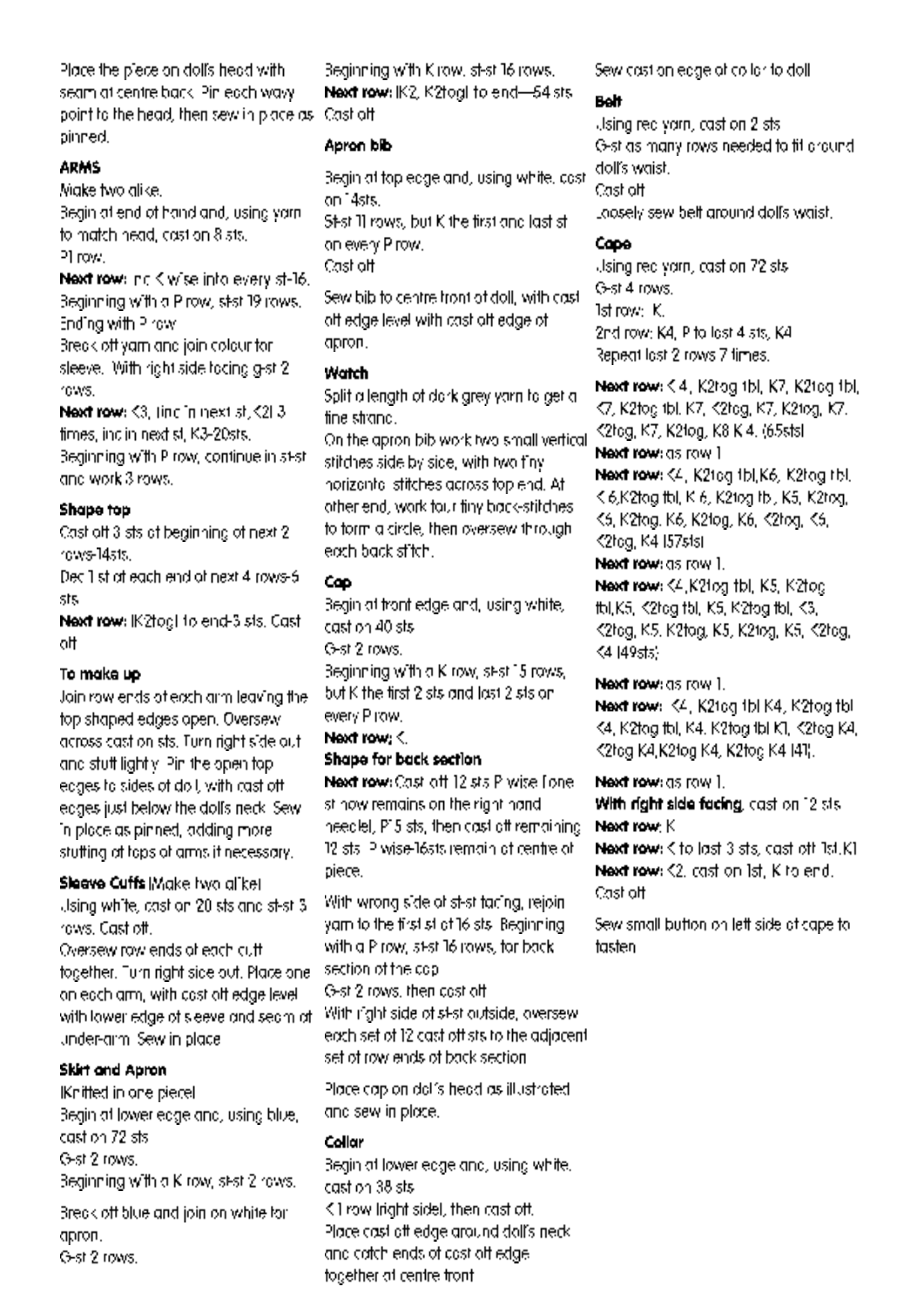Place the piece on dolls head with seam at centre back. Pin each wavy point to the head, then sew in place as pinned.

### ARMS

Make two alike.

Begin at end of hand and, using yarn to match head, cast on 8 sts.

P1 row.

**Next row:** inc K wise into every st-16.

Beginning with a P row, st-st 19 rows. Ending with P row

Break off yarn and join colour for sleeve. With right side facing g-st 2 rows.

**Next row:** K3, (inc in next st, K2) 3 times, inc in next st, K3-20sts.

Beginning with P row, continue in st-st and work 3 rows.

### Shape top

Cast off 3 sts at beginning of next 2 rows-14sts.

Dec 1 st at each end of next 4 rows-6 sts.

**Next row:** (K2tog) to end-3 sts. Cast off

### To make up

Join row ends of each arm leaving the top shaped edges open. Oversew across cast on sts. Turn right side out and stuff lightly. Pin the open top edges to sides of doll, with cast off edges just below the dolls neck. Sew in place as pinned, adding more stuffing at tops of arms if necessary.

**Sleeve Cuffs** (Make two alike)

Using white, cast on 20 sts and st-st 3 rows. Cast off.

Oversew row ends of each cuff together. Turn right side out. Place one on each arm, with cast off edge level with lower edge of sleeve and seam at under-arm. Sew in place

### Skirt and Apron

(Knitted in one piece)

Begin at lower edge and, using blue, cast on 72 sts

G-st 2 rows.

Beginning with a K row, st-st 2 rows.

Break off blue and join on white for apron.

G-st 2 rows.

Beginning with K row, st-st 16 rows.

**Next row:** (K2, K2tog) to end—54 sts

Cast off

### Apron bib

Begin at top edge and, using white, cast on 14sts.

St-st 11 rows, but K the first and last st on every P row.

Cast off

Sew bib to centre front of doll, with cast off edge level with cast off edge of apron.

### Watch

Split a length of dark grey yarn to get a fine strand.

On the apron bib work two small vertical stitches side by side, with two tiny horizontal stitches across top end. At other end, work four tiny back-stitches to form a circle, then oversew through each back stitch.

### Cap

Begin at front edge and, using white, cast on 40 sts

G-st 2 rows.

Beginning with a K row, st-st 15 rows, but K the first 2 sts and last 2 sts on every P row.

**Next row:** K.

### Shape for back section

**Next row:** Cast off 12 sts P wise (one st now remains on the right hand needle), P15 sts, then cast off remaining 12 sts P wise-16sts remain at centre of piece.

With wrong side of st-st facing, rejoin yarn to the first st of 16 sts. Beginning with a P row, st-st 16 rows, for back section of the cap

G-st 2 rows, then cast off

With right side of st-st outside, oversew each set of 12 cast off sts to the adjacent set of row ends of back section

Place cap on doll's head as illustrated and sew in place.

### Collar

Begin at lower edge and, using white, cast on 38 sts

K1 row (right side), then cast off.

Place cast off edge around dolls neck and catch ends of cast off edge together at centre front

Sew cast on edge of collar to doll

### Belt

Using red yarn, cast on 2 sts

G-st as many rows needed to fit around dolls waist.

Cast off

Loosely sew belt around dolls waist.

### Cape

Using red yarn, cast on 72 sts

G-st 4 rows.

1st row: K.

2nd row: K4, P to last 4 sts, K4

Repeat last 2 rows 7 times.

**Next row:** K4, K2tog tbl, K7, K2tog tbl, K7, K2tog tbl, K7, K2tog, K7, K2tog, K7, K2tog, K7, K2tog, K8 K4. (65sts)

**Next row:** as row 1

**Next row:** K4, K2tog tbl,K6, K2tog tbl, K6,K2tog tbl, K6, K2tog tb, K5, K2tog, K6, K2tog, K6, K2tog, K6, K2tog, K6, K2tog, K4 (57sts)

**Next row:** as row 1.

**Next row:** K4,K2tog tbl, K5, K2tog tbl,K5, K2tog tbl, K5, K2tog tbl, K3, K2tog, K5, K2tog, K5, K2tog, K5, K2tog, K4 (49sts)

**Next row:** as row 1.

**Next row:** K4, K2tog tbl K4, K2tog tbl K4, K2tog tbl, K4, K2tog tbl K1, K2tog K4, K2tog K4,K2tog K4, K2tog K4 (41).

**Next row:** as row 1.

**With right side facing**, cast on 2 sts

**Next row:** K

**Next row:** K to last 3 sts, cast off 1st, K1

**Next row:** K2, cast on 1st, K to end.

Cast off

Sew small button on left side of cape to fasten